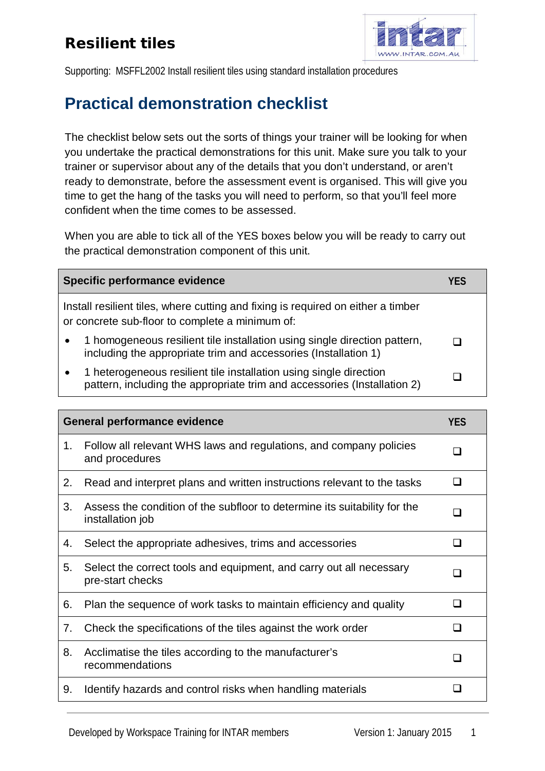# Resilient tiles

Supporting: MSFFL2002 Install resilient tiles using standard installation procedures

## Practical demonstration checklist

The checklist below sets out the sorts of things your trainer will be looking for when you undertake the practical demonstrations for this unit. Make sure you talk to your trainer or supervisor about any of the details that you don't understand, or aren't ready to demonstrate, before the assessment event is organised. This will give you time to get the hang of the tasks you will need to perform, so that you'll feel more confident when the time comes to be assessed.

When you are able to tick all of the YES boxes below you will be ready to carry out the practical demonstration component of this unit.

| Specific performance evidence | YES |
|---|---|
| Install resilient tiles, where cutting and fixing is required on either a timber or concrete sub-floor to complete a minimum of: | |
| • 1 homogeneous resilient tile installation using single direction pattern, including the appropriate trim and accessories (Installation 1) | ❑ |
| • 1 heterogeneous resilient tile installation using single direction pattern, including the appropriate trim and accessories (Installation 2) | ❑ |

| General performance evidence | YES |
|---|---|
| 1. Follow all relevant WHS laws and regulations, and company policies and procedures | ❑ |
| 2. Read and interpret plans and written instructions relevant to the tasks | ❑ |
| 3. Assess the condition of the subfloor to determine its suitability for the installation job | ❑ |
| 4. Select the appropriate adhesives, trims and accessories | ❑ |
| 5. Select the correct tools and equipment, and carry out all necessary pre-start checks | ❑ |
| 6. Plan the sequence of work tasks to maintain efficiency and quality | ❑ |
| 7. Check the specifications of the tiles against the work order | ❑ |
| 8. Acclimatise the tiles according to the manufacturer's recommendations | ❑ |
| 9. Identify hazards and control risks when handling materials | ❑ |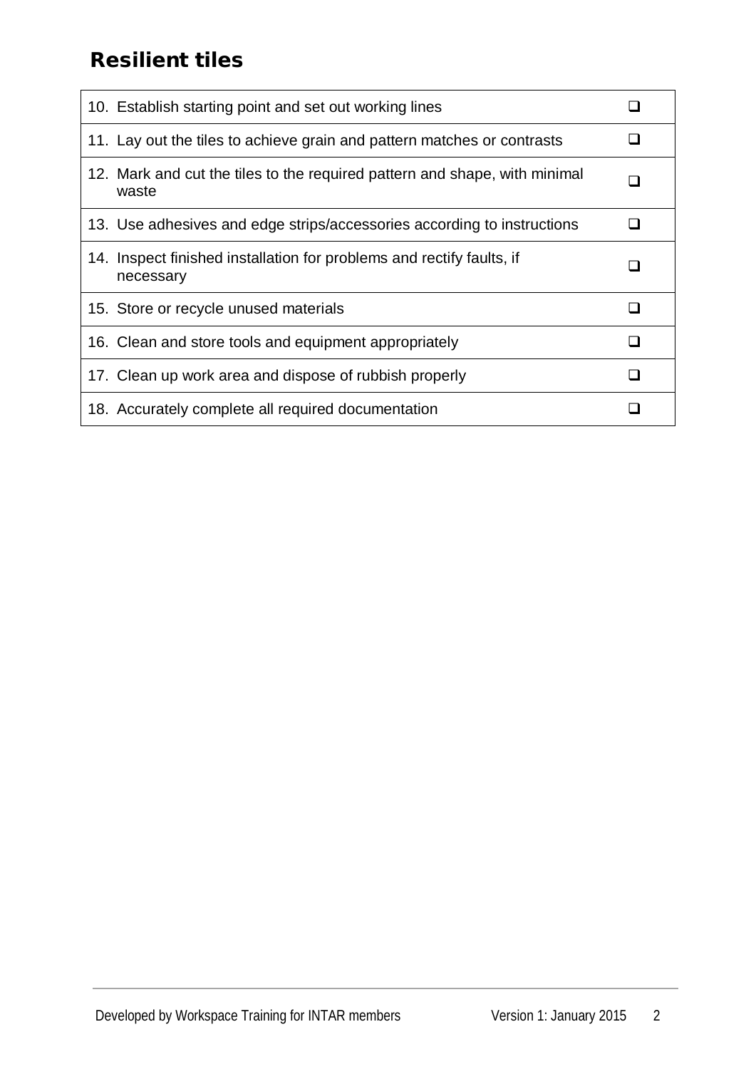## Resilient tiles

| | |
|---|---|
| 10. Establish starting point and set out working lines | ❑ |
| 11. Lay out the tiles to achieve grain and pattern matches or contrasts | ❑ |
| 12. Mark and cut the tiles to the required pattern and shape, with minimal waste | ❑ |
| 13. Use adhesives and edge strips/accessories according to instructions | ❑ |
| 14. Inspect finished installation for problems and rectify faults, if necessary | ❑ |
| 15. Store or recycle unused materials | ❑ |
| 16. Clean and store tools and equipment appropriately | ❑ |
| 17. Clean up work area and dispose of rubbish properly | ❑ |
| 18. Accurately complete all required documentation | ❑ |